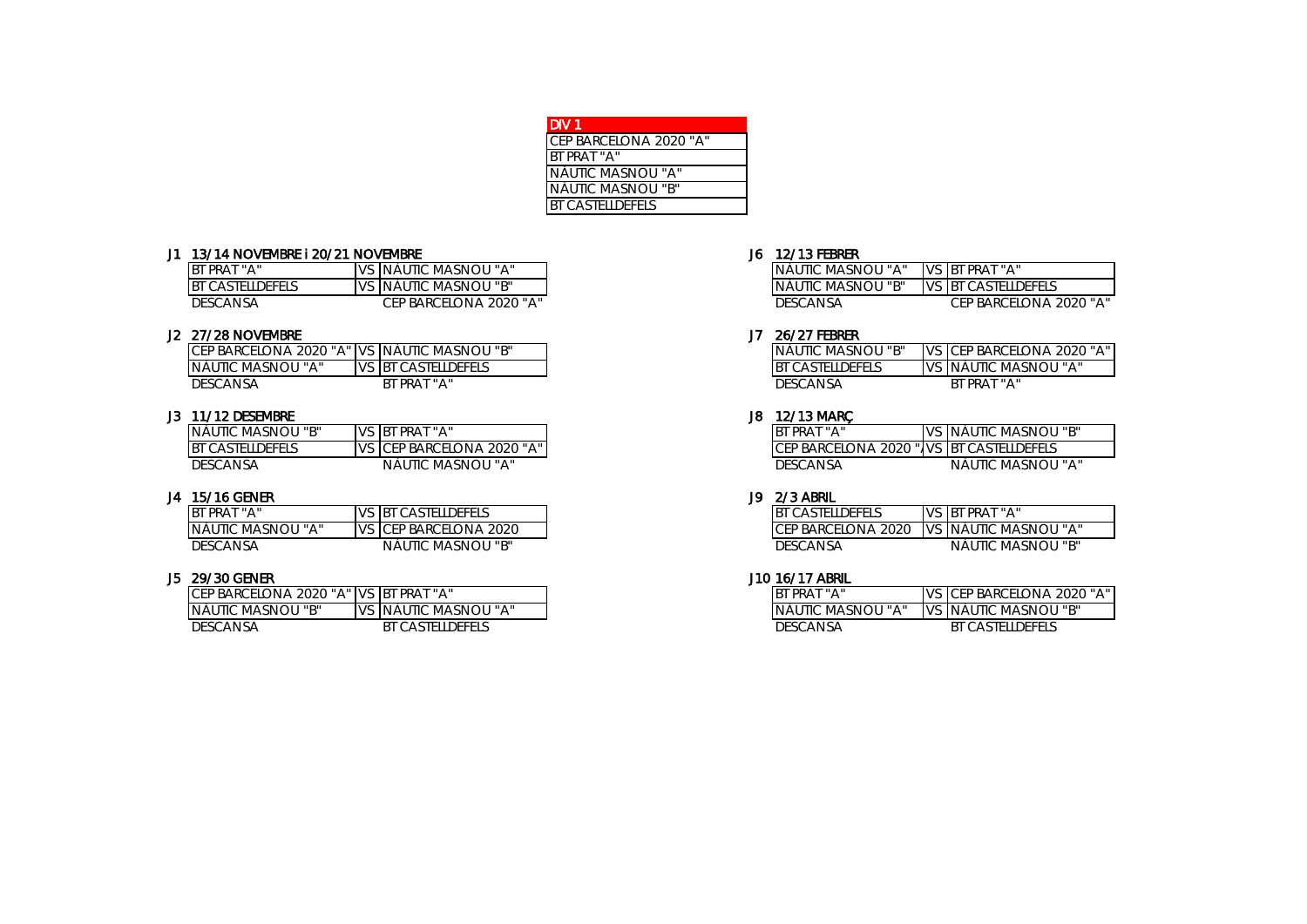| DIV 1 |
| --- |
| CEP BARCELONA 2020 "A" |
| BT PRAT "A" |
| NÀUTIC MASNOU "A" |
| NÀUTIC MASNOU "B" |
| BT CASTELLDEFELS |

**J1 13/14 NOVEMBRE i 20/21 NOVEMBRE**

| | | |
| --- | --- | --- |
| BT PRAT "A" | VS | NÀUTIC MASNOU "A" |
| BT CASTELLDEFELS | VS | NÀUTIC MASNOU "B" |
| DESCANSA | | CEP BARCELONA 2020 "A" |

**J2 27/28 NOVEMBRE**

| | | |
| --- | --- | --- |
| CEP BARCELONA 2020 "A" | VS | NÀUTIC MASNOU "B" |
| NÀUTIC MASNOU "A" | VS | BT CASTELLDEFELS |
| DESCANSA | | BT PRAT "A" |

**J3 11/12 DESEMBRE**

| | | |
| --- | --- | --- |
| NÀUTIC MASNOU "B" | VS | BT PRAT "A" |
| BT CASTELLDEFELS | VS | CEP BARCELONA 2020 "A" |
| DESCANSA | | NÀUTIC MASNOU "A" |

**J4 15/16 GENER**

| | | |
| --- | --- | --- |
| BT PRAT "A" | VS | BT CASTELLDEFELS |
| NÀUTIC MASNOU "A" | VS | CEP BARCELONA 2020 |
| DESCANSA | | NÀUTIC MASNOU "B" |

**J5 29/30 GENER**

| | | |
| --- | --- | --- |
| CEP BARCELONA 2020 "A" | VS | BT PRAT "A" |
| NÀUTIC MASNOU "B" | VS | NÀUTIC MASNOU "A" |
| DESCANSA | | BT CASTELLDEFELS |

**J6 12/13 FEBRER**

| | | |
| --- | --- | --- |
| NÀUTIC MASNOU "A" | VS | BT PRAT "A" |
| NÀUTIC MASNOU "B" | VS | BT CASTELLDEFELS |
| DESCANSA | | CEP BARCELONA 2020 "A" |

**J7 26/27 FEBRER**

| | | |
| --- | --- | --- |
| NÀUTIC MASNOU "B" | VS | CEP BARCELONA 2020 "A" |
| BT CASTELLDEFELS | VS | NÀUTIC MASNOU "A" |
| DESCANSA | | BT PRAT "A" |

**J8 12/13 MARÇ**

| | | |
| --- | --- | --- |
| BT PRAT "A" | VS | NÀUTIC MASNOU "B" |
| CEP BARCELONA 2020 " | VS | BT CASTELLDEFELS |
| DESCANSA | | NÀUTIC MASNOU "A" |

**J9 2/3 ABRIL**

| | | |
| --- | --- | --- |
| BT CASTELLDEFELS | VS | BT PRAT "A" |
| CEP BARCELONA 2020 | VS | NÀUTIC MASNOU "A" |
| DESCANSA | | NÀUTIC MASNOU "B" |

**J10 16/17 ABRIL**

| | | |
| --- | --- | --- |
| BT PRAT "A" | VS | CEP BARCELONA 2020 "A" |
| NÀUTIC MASNOU "A" | VS | NÀUTIC MASNOU "B" |
| DESCANSA | | BT CASTELLDEFELS |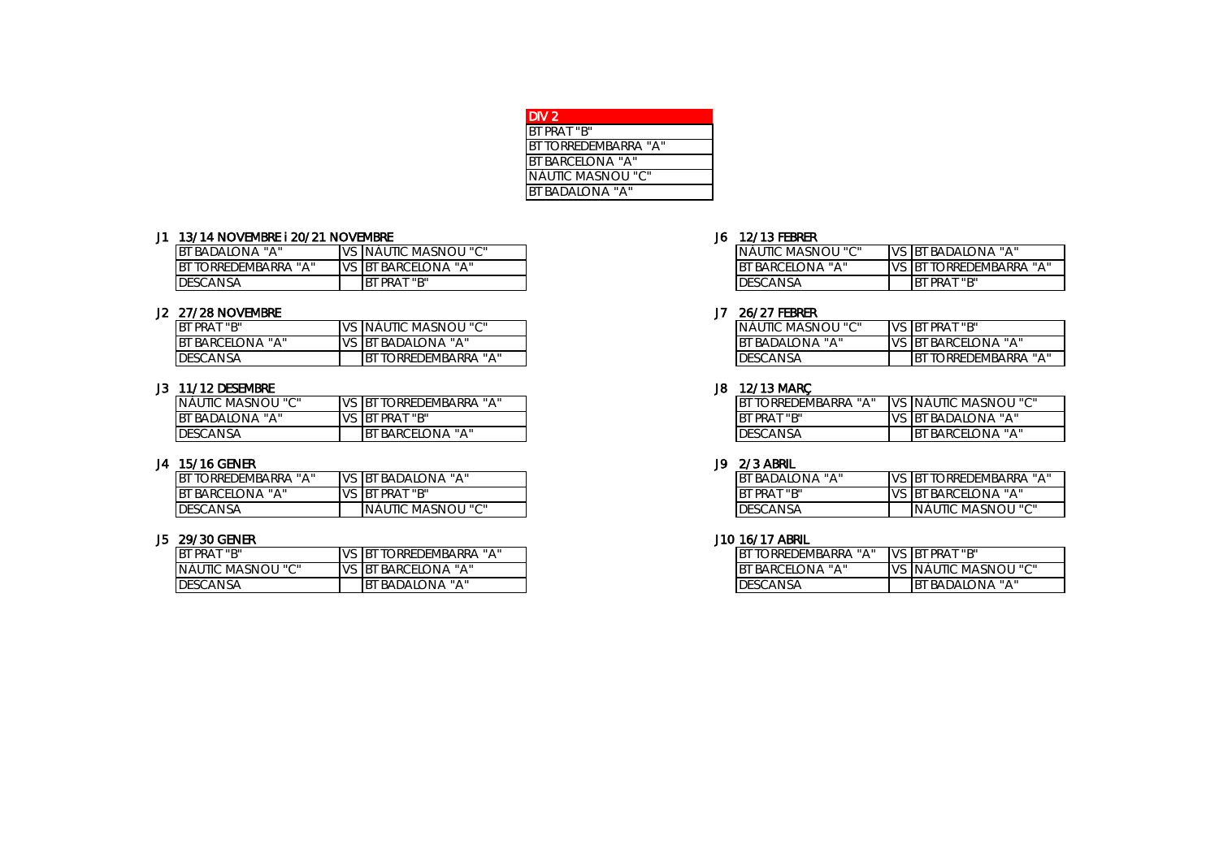| DIV 2 |
| --- |
| BT PRAT "B" |
| BT TORREDEMBARRA "A" |
| BT BARCELONA "A" |
| NÀUTIC MASNOU "C" |
| BT BADALONA "A" |

**J1 13/14 NOVEMBRE i 20/21 NOVEMBRE**

| | | |
| --- | --- | --- |
| BT BADALONA "A" | VS | NÀUTIC MASNOU "C" |
| BT TORREDEMBARRA "A" | VS | BT BARCELONA "A" |
| DESCANSA | | BT PRAT "B" |

**J2 27/28 NOVEMBRE**

| | | |
| --- | --- | --- |
| BT PRAT "B" | VS | NÀUTIC MASNOU "C" |
| BT BARCELONA "A" | VS | BT BADALONA "A" |
| DESCANSA | | BT TORREDEMBARRA "A" |

**J3 11/12 DESEMBRE**

| | | |
| --- | --- | --- |
| NÀUTIC MASNOU "C" | VS | BT TORREDEMBARRA "A" |
| BT BADALONA "A" | VS | BT PRAT "B" |
| DESCANSA | | BT BARCELONA "A" |

**J4 15/16 GENER**

| | | |
| --- | --- | --- |
| BT TORREDEMBARRA "A" | VS | BT BADALONA "A" |
| BT BARCELONA "A" | VS | BT PRAT "B" |
| DESCANSA | | NÀUTIC MASNOU "C" |

**J5 29/30 GENER**

| | | |
| --- | --- | --- |
| BT PRAT "B" | VS | BT TORREDEMBARRA "A" |
| NÀUTIC MASNOU "C" | VS | BT BARCELONA "A" |
| DESCANSA | | BT BADALONA "A" |

**J6 12/13 FEBRER**

| | | |
| --- | --- | --- |
| NÀUTIC MASNOU "C" | VS | BT BADALONA "A" |
| BT BARCELONA "A" | VS | BT TORREDEMBARRA "A" |
| DESCANSA | | BT PRAT "B" |

**J7 26/27 FEBRER**

| | | |
| --- | --- | --- |
| NÀUTIC MASNOU "C" | VS | BT PRAT "B" |
| BT BADALONA "A" | VS | BT BARCELONA "A" |
| DESCANSA | | BT TORREDEMBARRA "A" |

**J8 12/13 MARÇ**

| | | |
| --- | --- | --- |
| BT TORREDEMBARRA "A" | VS | NÀUTIC MASNOU "C" |
| BT PRAT "B" | VS | BT BADALONA "A" |
| DESCANSA | | BT BARCELONA "A" |

**J9 2/3 ABRIL**

| | | |
| --- | --- | --- |
| BT BADALONA "A" | VS | BT TORREDEMBARRA "A" |
| BT PRAT "B" | VS | BT BARCELONA "A" |
| DESCANSA | | NÀUTIC MASNOU "C" |

**J10 16/17 ABRIL**

| | | |
| --- | --- | --- |
| BT TORREDEMBARRA "A" | VS | BT PRAT "B" |
| BT BARCELONA "A" | VS | NÀUTIC MASNOU "C" |
| DESCANSA | | BT BADALONA "A" |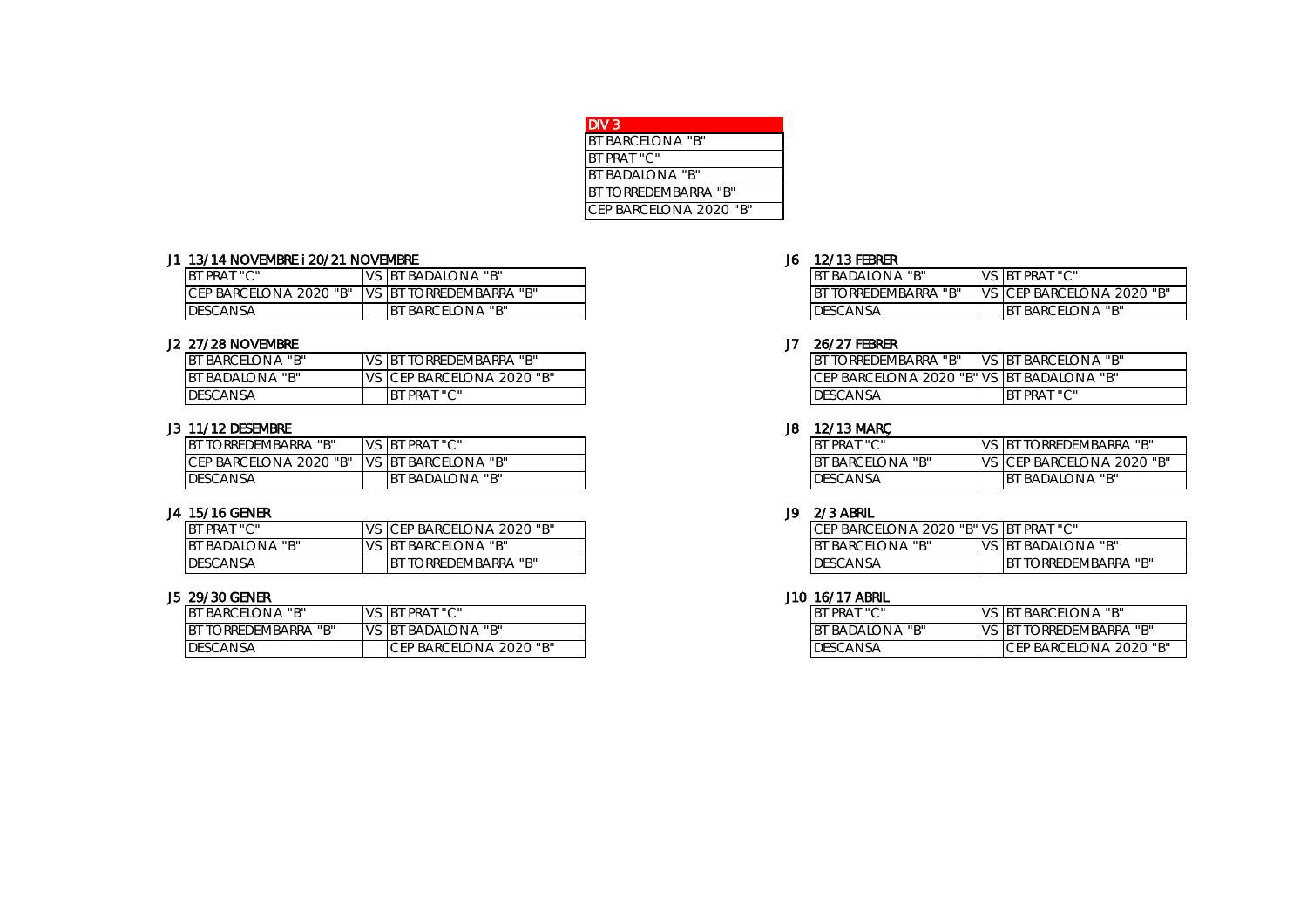| DIV 3 |
| --- |
| BT BARCELONA "B" |
| BT PRAT "C" |
| BT BADALONA "B" |
| BT TORREDEMBARRA "B" |
| CEP BARCELONA 2020 "B" |

J1 13/14 NOVEMBRE i 20/21 NOVEMBRE

| | | |
| --- | --- | --- |
| BT PRAT "C" | VS | BT BADALONA "B" |
| CEP BARCELONA 2020 "B" | VS | BT TORREDEMBARRA "B" |
| DESCANSA | | BT BARCELONA "B" |

J2 27/28 NOVEMBRE

| | | |
| --- | --- | --- |
| BT BARCELONA "B" | VS | BT TORREDEMBARRA "B" |
| BT BADALONA "B" | VS | CEP BARCELONA 2020 "B" |
| DESCANSA | | BT PRAT "C" |

J3 11/12 DESEMBRE

| | | |
| --- | --- | --- |
| BT TORREDEMBARRA "B" | VS | BT PRAT "C" |
| CEP BARCELONA 2020 "B" | VS | BT BARCELONA "B" |
| DESCANSA | | BT BADALONA "B" |

J4 15/16 GENER

| | | |
| --- | --- | --- |
| BT PRAT "C" | VS | CEP BARCELONA 2020 "B" |
| BT BADALONA "B" | VS | BT BARCELONA "B" |
| DESCANSA | | BT TORREDEMBARRA "B" |

J5 29/30 GENER

| | | |
| --- | --- | --- |
| BT BARCELONA "B" | VS | BT PRAT "C" |
| BT TORREDEMBARRA "B" | VS | BT BADALONA "B" |
| DESCANSA | | CEP BARCELONA 2020 "B" |

J6 12/13 FEBRER

| | | |
| --- | --- | --- |
| BT BADALONA "B" | VS | BT PRAT "C" |
| BT TORREDEMBARRA "B" | VS | CEP BARCELONA 2020 "B" |
| DESCANSA | | BT BARCELONA "B" |

J7 26/27 FEBRER

| | | |
| --- | --- | --- |
| BT TORREDEMBARRA "B" | VS | BT BARCELONA "B" |
| CEP BARCELONA 2020 "B" | VS | BT BADALONA "B" |
| DESCANSA | | BT PRAT "C" |

J8 12/13 MARÇ

| | | |
| --- | --- | --- |
| BT PRAT "C" | VS | BT TORREDEMBARRA "B" |
| BT BARCELONA "B" | VS | CEP BARCELONA 2020 "B" |
| DESCANSA | | BT BADALONA "B" |

J9 2/3 ABRIL

| | | |
| --- | --- | --- |
| CEP BARCELONA 2020 "B" | VS | BT PRAT "C" |
| BT BARCELONA "B" | VS | BT BADALONA "B" |
| DESCANSA | | BT TORREDEMBARRA "B" |

J10 16/17 ABRIL

| | | |
| --- | --- | --- |
| BT PRAT "C" | VS | BT BARCELONA "B" |
| BT BADALONA "B" | VS | BT TORREDEMBARRA "B" |
| DESCANSA | | CEP BARCELONA 2020 "B" |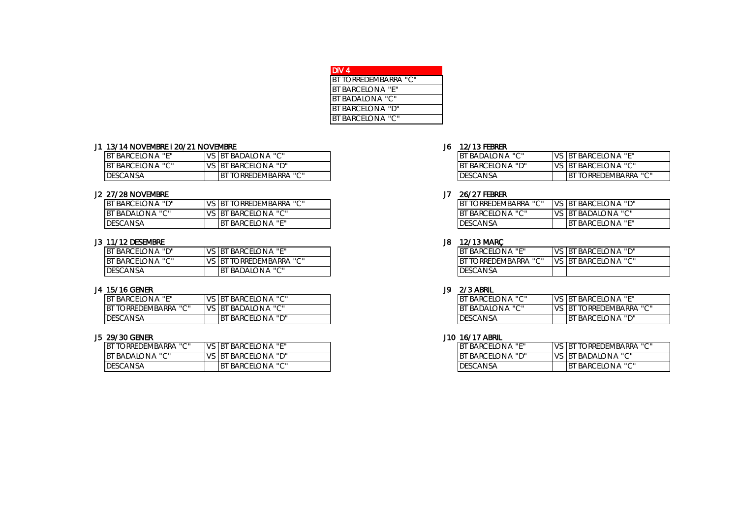| DIV 4 |
| --- |
| BT TORREDEMBARRA "C" |
| BT BARCELONA "E" |
| BT BADALONA "C" |
| BT BARCELONA "D" |
| BT BARCELONA "C" |

J1 13/14 NOVEMBRE i 20/21 NOVEMBRE

| | | |
| --- | --- | --- |
| BT BARCELONA "E" | VS | BT BADALONA "C" |
| BT BARCELONA "C" | VS | BT BARCELONA "D" |
| DESCANSA | | BT TORREDEMBARRA "C" |

J2 27/28 NOVEMBRE

| | | |
| --- | --- | --- |
| BT BARCELONA "D" | VS | BT TORREDEMBARRA "C" |
| BT BADALONA "C" | VS | BT BARCELONA "C" |
| DESCANSA | | BT BARCELONA "E" |

J3 11/12 DESEMBRE

| | | |
| --- | --- | --- |
| BT BARCELONA "D" | VS | BT BARCELONA "E" |
| BT BARCELONA "C" | VS | BT TORREDEMBARRA "C" |
| DESCANSA | | BT BADALONA "C" |

J4 15/16 GENER

| | | |
| --- | --- | --- |
| BT BARCELONA "E" | VS | BT BARCELONA "C" |
| BT TORREDEMBARRA "C" | VS | BT BADALONA "C" |
| DESCANSA | | BT BARCELONA "D" |

J5 29/30 GENER

| | | |
| --- | --- | --- |
| BT TORREDEMBARRA "C" | VS | BT BARCELONA "E" |
| BT BADALONA "C" | VS | BT BARCELONA "D" |
| DESCANSA | | BT BARCELONA "C" |

J6 12/13 FEBRER

| | | |
| --- | --- | --- |
| BT BADALONA "C" | VS | BT BARCELONA "E" |
| BT BARCELONA "D" | VS | BT BARCELONA "C" |
| DESCANSA | | BT TORREDEMBARRA "C" |

J7 26/27 FEBRER

| | | |
| --- | --- | --- |
| BT TORREDEMBARRA "C" | VS | BT BARCELONA "D" |
| BT BARCELONA "C" | VS | BT BADALONA "C" |
| DESCANSA | | BT BARCELONA "E" |

J8 12/13 MARÇ

| | | |
| --- | --- | --- |
| BT BARCELONA "E" | VS | BT BARCELONA "D" |
| BT TORREDEMBARRA "C" | VS | BT BARCELONA "C" |
| DESCANSA | | |

J9 2/3 ABRIL

| | | |
| --- | --- | --- |
| BT BARCELONA "C" | VS | BT BARCELONA "E" |
| BT BADALONA "C" | VS | BT TORREDEMBARRA "C" |
| DESCANSA | | BT BARCELONA "D" |

J10 16/17 ABRIL

| | | |
| --- | --- | --- |
| BT BARCELONA "E" | VS | BT TORREDEMBARRA "C" |
| BT BARCELONA "D" | VS | BT BADALONA "C" |
| DESCANSA | | BT BARCELONA "C" |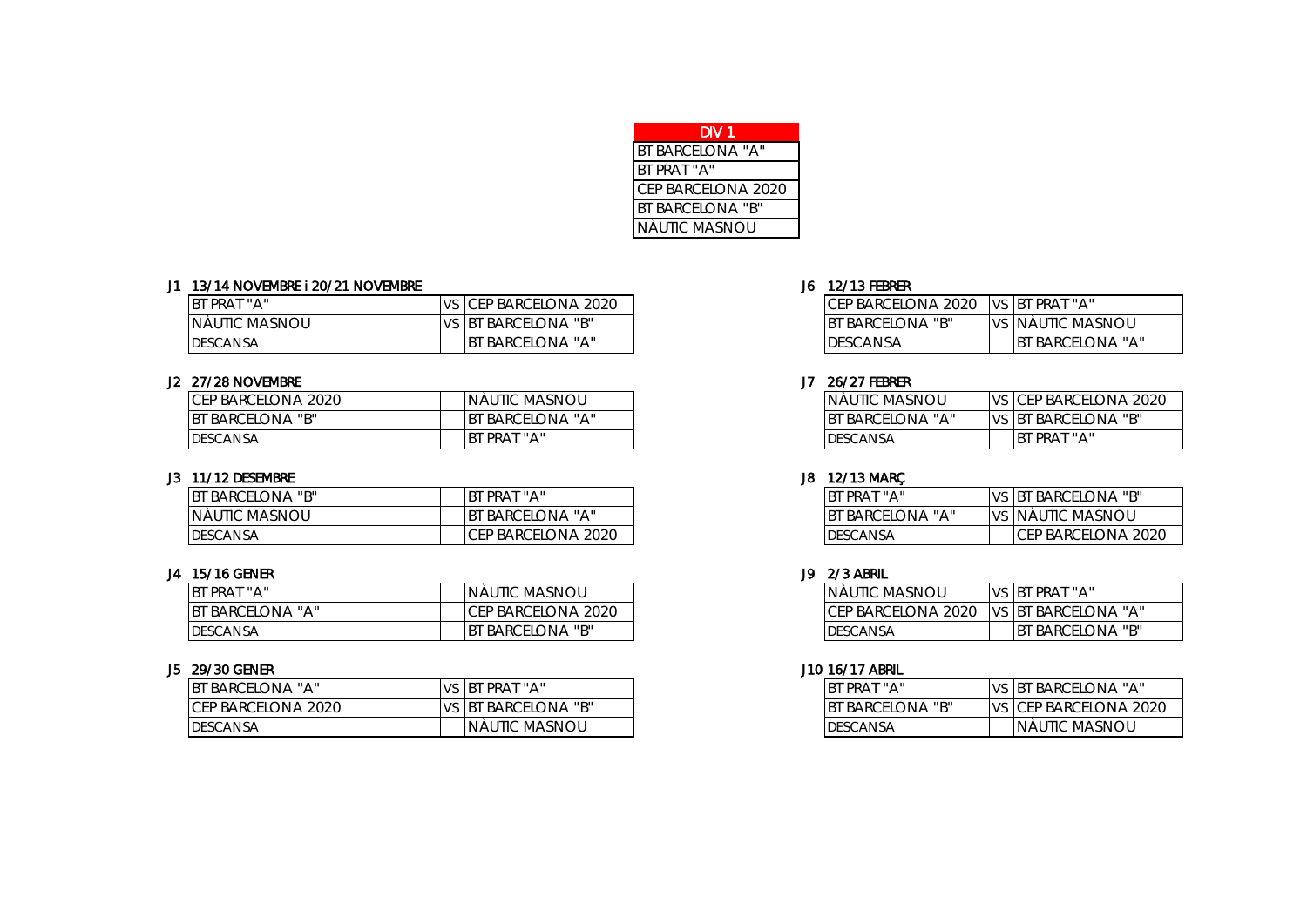| DIV 1 |
|---|
| BT BARCELONA "A" |
| BT PRAT "A" |
| CEP BARCELONA 2020 |
| BT BARCELONA "B" |
| NÀUTIC MASNOU |

J1 13/14 NOVEMBRE i 20/21 NOVEMBRE

| | | |
|---|---|---|
| BT PRAT "A" | VS | CEP BARCELONA 2020 |
| NÀUTIC MASNOU | VS | BT BARCELONA "B" |
| DESCANSA | | BT BARCELONA "A" |

J2 27/28 NOVEMBRE

| | | |
|---|---|---|
| CEP BARCELONA 2020 | | NÀUTIC MASNOU |
| BT BARCELONA "B" | | BT BARCELONA "A" |
| DESCANSA | | BT PRAT "A" |

J3 11/12 DESEMBRE

| | | |
|---|---|---|
| BT BARCELONA "B" | | BT PRAT "A" |
| NÀUTIC MASNOU | | BT BARCELONA "A" |
| DESCANSA | | CEP BARCELONA 2020 |

J4 15/16 GENER

| | | |
|---|---|---|
| BT PRAT "A" | | NÀUTIC MASNOU |
| BT BARCELONA "A" | | CEP BARCELONA 2020 |
| DESCANSA | | BT BARCELONA "B" |

J5 29/30 GENER

| | | |
|---|---|---|
| BT BARCELONA "A" | VS | BT PRAT "A" |
| CEP BARCELONA 2020 | VS | BT BARCELONA "B" |
| DESCANSA | | NÀUTIC MASNOU |

J6 12/13 FEBRER

| | | |
|---|---|---|
| CEP BARCELONA 2020 | VS | BT PRAT "A" |
| BT BARCELONA "B" | VS | NÀUTIC MASNOU |
| DESCANSA | | BT BARCELONA "A" |

J7 26/27 FEBRER

| | | |
|---|---|---|
| NÀUTIC MASNOU | VS | CEP BARCELONA 2020 |
| BT BARCELONA "A" | VS | BT BARCELONA "B" |
| DESCANSA | | BT PRAT "A" |

J8 12/13 MARÇ

| | | |
|---|---|---|
| BT PRAT "A" | VS | BT BARCELONA "B" |
| BT BARCELONA "A" | VS | NÀUTIC MASNOU |
| DESCANSA | | CEP BARCELONA 2020 |

J9 2/3 ABRIL

| | | |
|---|---|---|
| NÀUTIC MASNOU | VS | BT PRAT "A" |
| CEP BARCELONA 2020 | VS | BT BARCELONA "A" |
| DESCANSA | | BT BARCELONA "B" |

J10 16/17 ABRIL

| | | |
|---|---|---|
| BT PRAT "A" | VS | BT BARCELONA "A" |
| BT BARCELONA "B" | VS | CEP BARCELONA 2020 |
| DESCANSA | | NÀUTIC MASNOU |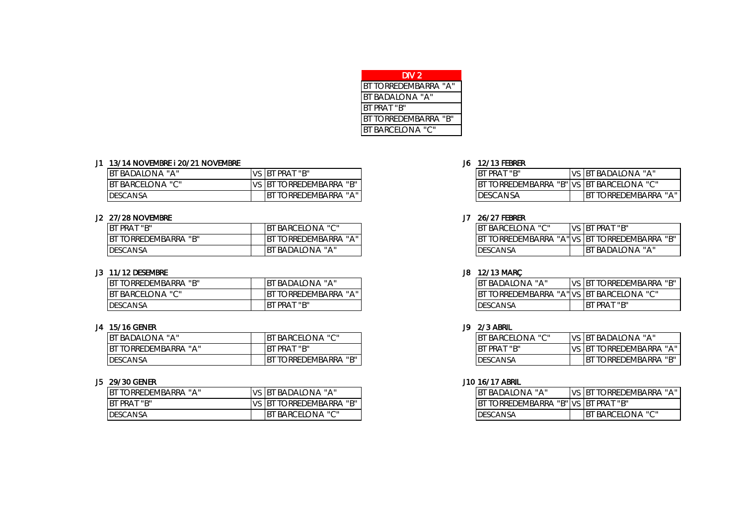| DIV 2 |
| --- |
| BT TORREDEMBARRA "A" |
| BT BADALONA "A" |
| BT PRAT "B" |
| BT TORREDEMBARRA "B" |
| BT BARCELONA "C" |

J1 13/14 NOVEMBRE i 20/21 NOVEMBRE

| | | |
| --- | --- | --- |
| BT BADALONA "A" | VS | BT PRAT "B" |
| BT BARCELONA "C" | VS | BT TORREDEMBARRA "B" |
| DESCANSA | | BT TORREDEMBARRA "A" |

J2 27/28 NOVEMBRE

| | | |
| --- | --- | --- |
| BT PRAT "B" | | BT BARCELONA "C" |
| BT TORREDEMBARRA "B" | | BT TORREDEMBARRA "A" |
| DESCANSA | | BT BADALONA "A" |

J3 11/12 DESEMBRE

| | | |
| --- | --- | --- |
| BT TORREDEMBARRA "B" | | BT BADALONA "A" |
| BT BARCELONA "C" | | BT TORREDEMBARRA "A" |
| DESCANSA | | BT PRAT "B" |

J4 15/16 GENER

| | | |
| --- | --- | --- |
| BT BADALONA "A" | | BT BARCELONA "C" |
| BT TORREDEMBARRA "A" | | BT PRAT "B" |
| DESCANSA | | BT TORREDEMBARRA "B" |

J5 29/30 GENER

| | | |
| --- | --- | --- |
| BT TORREDEMBARRA "A" | VS | BT BADALONA "A" |
| BT PRAT "B" | VS | BT TORREDEMBARRA "B" |
| DESCANSA | | BT BARCELONA "C" |

J6 12/13 FEBRER

| | | |
| --- | --- | --- |
| BT PRAT "B" | VS | BT BADALONA "A" |
| BT TORREDEMBARRA "B" | VS | BT BARCELONA "C" |
| DESCANSA | | BT TORREDEMBARRA "A" |

J7 26/27 FEBRER

| | | |
| --- | --- | --- |
| BT BARCELONA "C" | VS | BT PRAT "B" |
| BT TORREDEMBARRA "A" | VS | BT TORREDEMBARRA "B" |
| DESCANSA | | BT BADALONA "A" |

J8 12/13 MARÇ

| | | |
| --- | --- | --- |
| BT BADALONA "A" | VS | BT TORREDEMBARRA "B" |
| BT TORREDEMBARRA "A" | VS | BT BARCELONA "C" |
| DESCANSA | | BT PRAT "B" |

J9 2/3 ABRIL

| | | |
| --- | --- | --- |
| BT BARCELONA "C" | VS | BT BADALONA "A" |
| BT PRAT "B" | VS | BT TORREDEMBARRA "A" |
| DESCANSA | | BT TORREDEMBARRA "B" |

J10 16/17 ABRIL

| | | |
| --- | --- | --- |
| BT BADALONA "A" | VS | BT TORREDEMBARRA "A" |
| BT TORREDEMBARRA "B" | VS | BT PRAT "B" |
| DESCANSA | | BT BARCELONA "C" |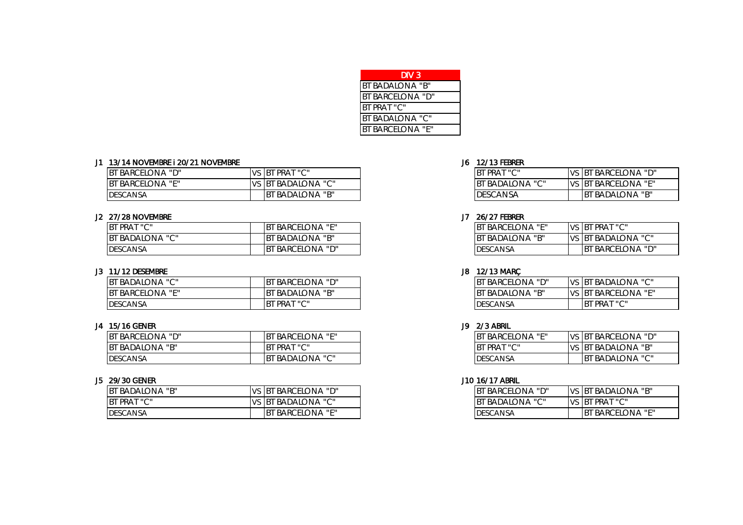| DIV 3 |
|---|
| BT BADALONA "B" |
| BT BARCELONA "D" |
| BT PRAT "C" |
| BT BADALONA "C" |
| BT BARCELONA "E" |

J1 13/14 NOVEMBRE i 20/21 NOVEMBRE

| | | |
|---|---|---|
| BT BARCELONA "D" | VS | BT PRAT "C" |
| BT BARCELONA "E" | VS | BT BADALONA "C" |
| DESCANSA | | BT BADALONA "B" |

J2 27/28 NOVEMBRE

| | | |
|---|---|---|
| BT PRAT "C" | | BT BARCELONA "E" |
| BT BADALONA "C" | | BT BADALONA "B" |
| DESCANSA | | BT BARCELONA "D" |

J3 11/12 DESEMBRE

| | | |
|---|---|---|
| BT BADALONA "C" | | BT BARCELONA "D" |
| BT BARCELONA "E" | | BT BADALONA "B" |
| DESCANSA | | BT PRAT "C" |

J4 15/16 GENER

| | | |
|---|---|---|
| BT BARCELONA "D" | | BT BARCELONA "E" |
| BT BADALONA "B" | | BT PRAT "C" |
| DESCANSA | | BT BADALONA "C" |

J5 29/30 GENER

| | | |
|---|---|---|
| BT BADALONA "B" | VS | BT BARCELONA "D" |
| BT PRAT "C" | VS | BT BADALONA "C" |
| DESCANSA | | BT BARCELONA "E" |

J6 12/13 FEBRER

| | | |
|---|---|---|
| BT PRAT "C" | VS | BT BARCELONA "D" |
| BT BADALONA "C" | VS | BT BARCELONA "E" |
| DESCANSA | | BT BADALONA "B" |

J7 26/27 FEBRER

| | | |
|---|---|---|
| BT BARCELONA "E" | VS | BT PRAT "C" |
| BT BADALONA "B" | VS | BT BADALONA "C" |
| DESCANSA | | BT BARCELONA "D" |

J8 12/13 MARÇ

| | | |
|---|---|---|
| BT BARCELONA "D" | VS | BT BADALONA "C" |
| BT BADALONA "B" | VS | BT BARCELONA "E" |
| DESCANSA | | BT PRAT "C" |

J9 2/3 ABRIL

| | | |
|---|---|---|
| BT BARCELONA "E" | VS | BT BARCELONA "D" |
| BT PRAT "C" | VS | BT BADALONA "B" |
| DESCANSA | | BT BADALONA "C" |

J10 16/17 ABRIL

| | | |
|---|---|---|
| BT BARCELONA "D" | VS | BT BADALONA "B" |
| BT BADALONA "C" | VS | BT PRAT "C" |
| DESCANSA | | BT BARCELONA "E" |